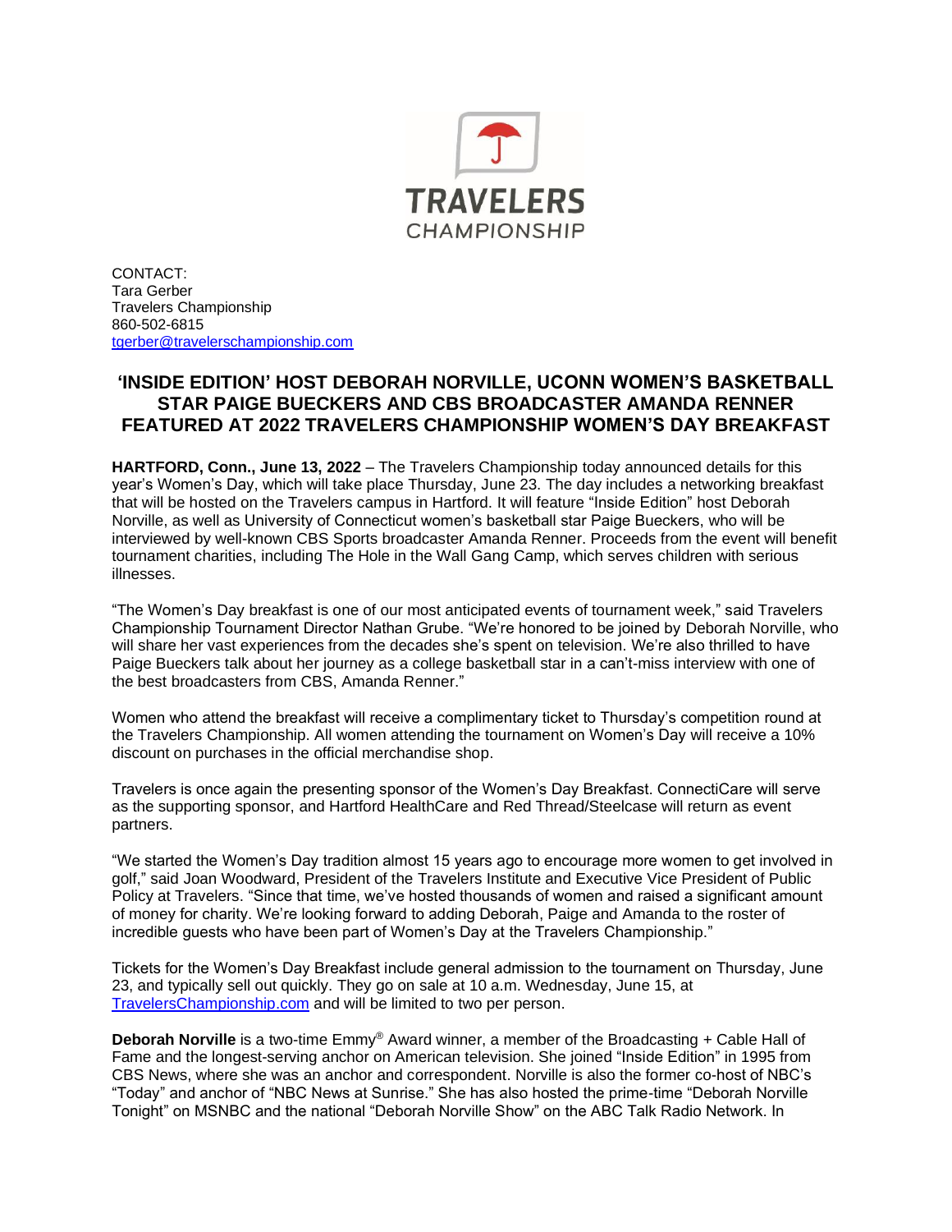CONTACT:
Tara Gerber
Travelers Championship
860-502-6815
[tgerber@travelerschampionship.com](mailto:tgerber@travelerschampionship.com)

# 'INSIDE EDITION' HOST DEBORAH NORVILLE, UCONN WOMEN'S BASKETBALL STAR PAIGE BUECKERS AND CBS BROADCASTER AMANDA RENNER FEATURED AT 2022 TRAVELERS CHAMPIONSHIP WOMEN'S DAY BREAKFAST

**HARTFORD, Conn., June 13, 2022** – The Travelers Championship today announced details for this year's Women's Day, which will take place Thursday, June 23. The day includes a networking breakfast that will be hosted on the Travelers campus in Hartford. It will feature "Inside Edition" host Deborah Norville, as well as University of Connecticut women's basketball star Paige Bueckers, who will be interviewed by well-known CBS Sports broadcaster Amanda Renner. Proceeds from the event will benefit tournament charities, including The Hole in the Wall Gang Camp, which serves children with serious illnesses.

"The Women's Day breakfast is one of our most anticipated events of tournament week," said Travelers Championship Tournament Director Nathan Grube. "We're honored to be joined by Deborah Norville, who will share her vast experiences from the decades she's spent on television. We're also thrilled to have Paige Bueckers talk about her journey as a college basketball star in a can't-miss interview with one of the best broadcasters from CBS, Amanda Renner."

Women who attend the breakfast will receive a complimentary ticket to Thursday's competition round at the Travelers Championship. All women attending the tournament on Women's Day will receive a 10% discount on purchases in the official merchandise shop.

Travelers is once again the presenting sponsor of the Women's Day Breakfast. ConnectiCare will serve as the supporting sponsor, and Hartford HealthCare and Red Thread/Steelcase will return as event partners.

"We started the Women's Day tradition almost 15 years ago to encourage more women to get involved in golf," said Joan Woodward, President of the Travelers Institute and Executive Vice President of Public Policy at Travelers. "Since that time, we've hosted thousands of women and raised a significant amount of money for charity. We're looking forward to adding Deborah, Paige and Amanda to the roster of incredible guests who have been part of Women's Day at the Travelers Championship."

Tickets for the Women's Day Breakfast include general admission to the tournament on Thursday, June 23, and typically sell out quickly. They go on sale at 10 a.m. Wednesday, June 15, at [TravelersChampionship.com](https://TravelersChampionship.com) and will be limited to two per person.

**Deborah Norville** is a two-time Emmy® Award winner, a member of the Broadcasting + Cable Hall of Fame and the longest-serving anchor on American television. She joined "Inside Edition" in 1995 from CBS News, where she was an anchor and correspondent. Norville is also the former co-host of NBC's "Today" and anchor of "NBC News at Sunrise." She has also hosted the prime-time "Deborah Norville Tonight" on MSNBC and the national "Deborah Norville Show" on the ABC Talk Radio Network. In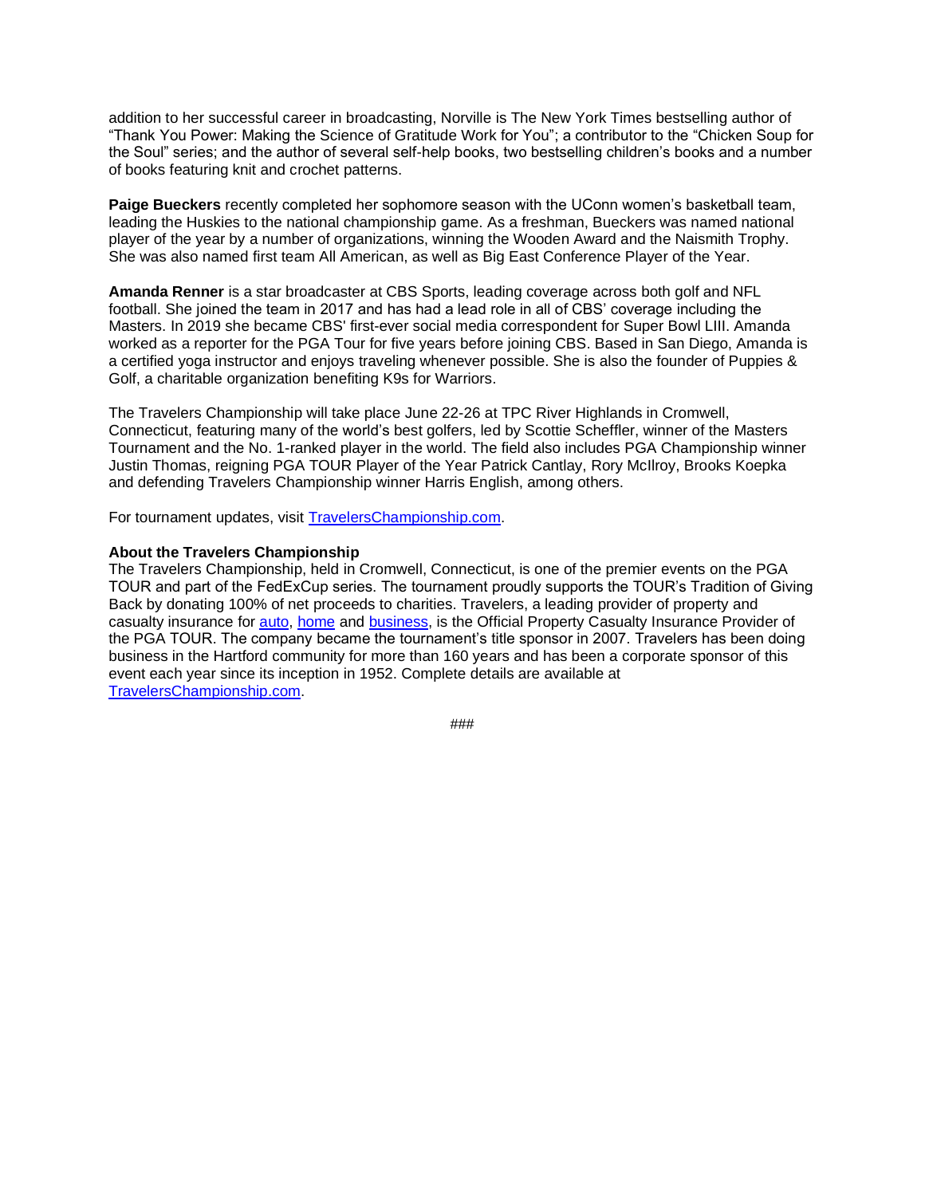addition to her successful career in broadcasting, Norville is The New York Times bestselling author of "Thank You Power: Making the Science of Gratitude Work for You"; a contributor to the "Chicken Soup for the Soul" series; and the author of several self-help books, two bestselling children's books and a number of books featuring knit and crochet patterns.

**Paige Bueckers** recently completed her sophomore season with the UConn women's basketball team, leading the Huskies to the national championship game. As a freshman, Bueckers was named national player of the year by a number of organizations, winning the Wooden Award and the Naismith Trophy. She was also named first team All American, as well as Big East Conference Player of the Year.

**Amanda Renner** is a star broadcaster at CBS Sports, leading coverage across both golf and NFL football. She joined the team in 2017 and has had a lead role in all of CBS' coverage including the Masters. In 2019 she became CBS' first-ever social media correspondent for Super Bowl LIII. Amanda worked as a reporter for the PGA Tour for five years before joining CBS. Based in San Diego, Amanda is a certified yoga instructor and enjoys traveling whenever possible. She is also the founder of Puppies & Golf, a charitable organization benefiting K9s for Warriors.

The Travelers Championship will take place June 22-26 at TPC River Highlands in Cromwell, Connecticut, featuring many of the world's best golfers, led by Scottie Scheffler, winner of the Masters Tournament and the No. 1-ranked player in the world. The field also includes PGA Championship winner Justin Thomas, reigning PGA TOUR Player of the Year Patrick Cantlay, Rory McIlroy, Brooks Koepka and defending Travelers Championship winner Harris English, among others.

For tournament updates, visit TravelersChampionship.com.

**About the Travelers Championship**
The Travelers Championship, held in Cromwell, Connecticut, is one of the premier events on the PGA TOUR and part of the FedExCup series. The tournament proudly supports the TOUR's Tradition of Giving Back by donating 100% of net proceeds to charities. Travelers, a leading provider of property and casualty insurance for auto, home and business, is the Official Property Casualty Insurance Provider of the PGA TOUR. The company became the tournament's title sponsor in 2007. Travelers has been doing business in the Hartford community for more than 160 years and has been a corporate sponsor of this event each year since its inception in 1952. Complete details are available at TravelersChampionship.com.

###